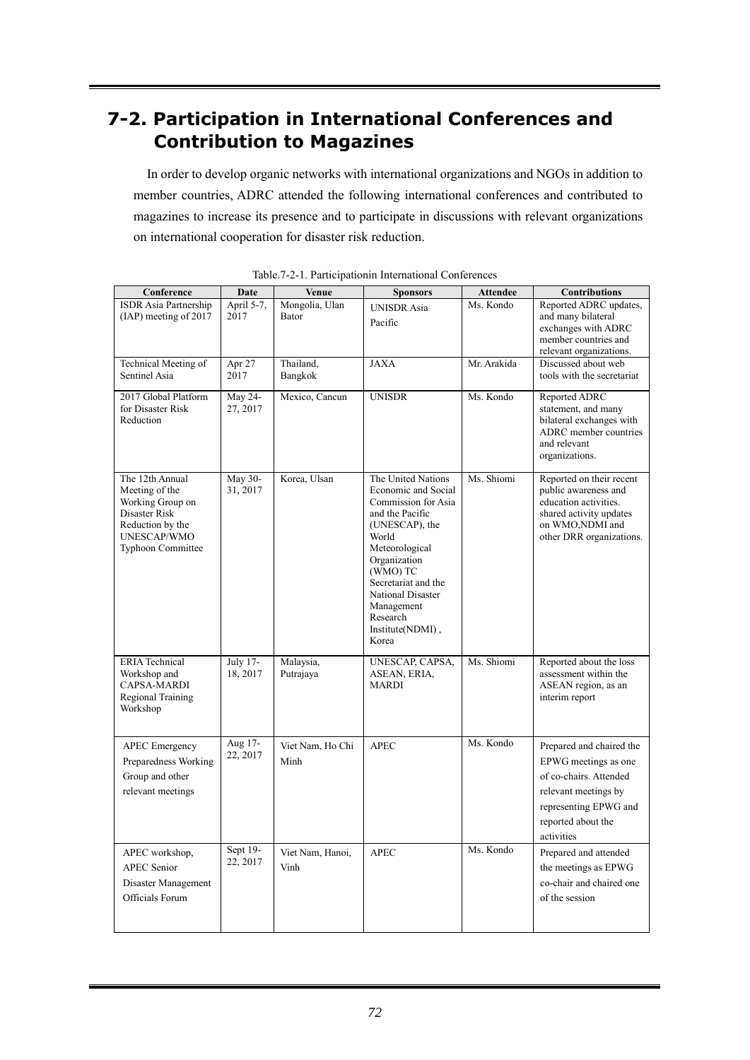## 7-2. Participation in International Conferences and Contribution to Magazines

In order to develop organic networks with international organizations and NGOs in addition to member countries, ADRC attended the following international conferences and contributed to magazines to increase its presence and to participate in discussions with relevant organizations on international cooperation for disaster risk reduction.

Table.7-2-1. Participationin International Conferences

| Conference | Date | Venue | Sponsors | Attendee | Contributions |
|---|---|---|---|---|---|
| ISDR Asia Partnership (IAP) meeting of 2017 | April 5-7, 2017 | Mongolia, Ulan Bator | UNISDR Asia Pacific | Ms. Kondo | Reported ADRC updates, and many bilateral exchanges with ADRC member countries and relevant organizations. |
| Technical Meeting of Sentinel Asia | Apr 27 2017 | Thailand, Bangkok | JAXA | Mr. Arakida | Discussed about web tools with the secretariat |
| 2017 Global Platform for Disaster Risk Reduction | May 24-27, 2017 | Mexico, Cancun | UNISDR | Ms. Kondo | Reported ADRC statement, and many bilateral exchanges with ADRC member countries and relevant organizations. |
| The 12th Annual Meeting of the Working Group on Disaster Risk Reduction by the UNESCAP/WMO Typhoon Committee | May 30-31, 2017 | Korea, Ulsan | The United Nations Economic and Social Commission for Asia and the Pacific (UNESCAP), the World Meteorological Organization (WMO) TC Secretariat and the National Disaster Management Research Institute(NDMI) , Korea | Ms. Shiomi | Reported on their recent public awareness and education activities. shared activity updates on WMO,NDMI and other DRR organizations. |
| ERIA Technical Workshop and CAPSA-MARDI Regional Training Workshop | July 17-18, 2017 | Malaysia, Putrajaya | UNESCAP, CAPSA, ASEAN, ERIA, MARDI | Ms. Shiomi | Reported about the loss assessment within the ASEAN region, as an interim report |
| APEC Emergency Preparedness Working Group and other relevant meetings | Aug 17-22, 2017 | Viet Nam, Ho Chi Minh | APEC | Ms. Kondo | Prepared and chaired the EPWG meetings as one of co-chairs. Attended relevant meetings by representing EPWG and reported about the activities |
| APEC workshop, APEC Senior Disaster Management Officials Forum | Sept 19-22, 2017 | Viet Nam, Hanoi, Vinh | APEC | Ms. Kondo | Prepared and attended the meetings as EPWG co-chair and chaired one of the session |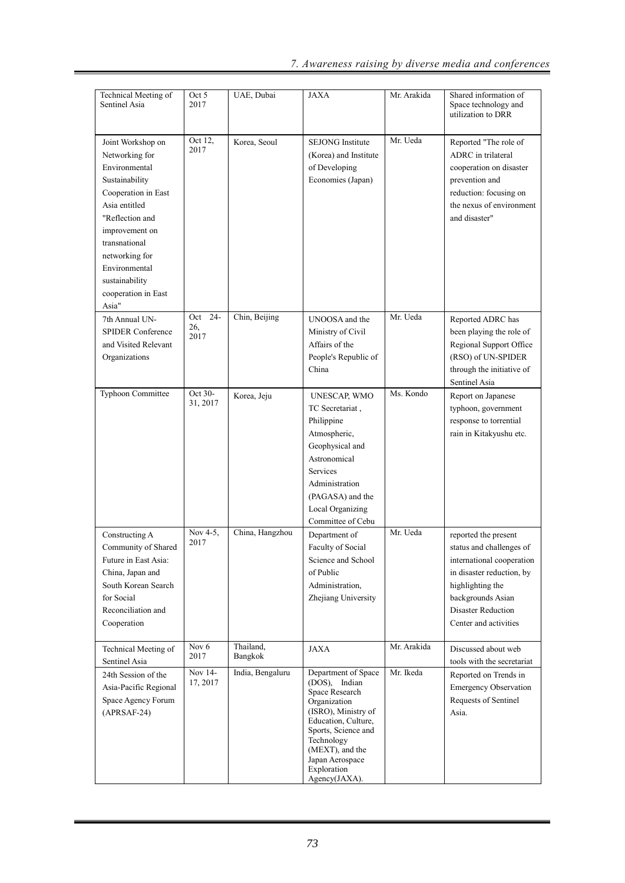| Technical Meeting of Sentinel Asia | Oct 5 2017 | UAE, Dubai | JAXA | Mr. Arakida | Shared information of Space technology and utilization to DRR |
|---|---|---|---|---|---|
| Joint Workshop on Networking for Environmental Sustainability Cooperation in East Asia entitled "Reflection and improvement on transnational networking for Environmental sustainability cooperation in East Asia" | Oct 12, 2017 | Korea, Seoul | SEJONG Institute (Korea) and Institute of Developing Economies (Japan) | Mr. Ueda | Reported "The role of ADRC in trilateral cooperation on disaster prevention and reduction: focusing on the nexus of environment and disaster" |
| 7th Annual UN-SPIDER Conference and Visited Relevant Organizations | Oct 24-26, 2017 | Chin, Beijing | UNOOSA and the Ministry of Civil Affairs of the People's Republic of China | Mr. Ueda | Reported ADRC has been playing the role of Regional Support Office (RSO) of UN-SPIDER through the initiative of Sentinel Asia |
| Typhoon Committee | Oct 30-31, 2017 | Korea, Jeju | UNESCAP, WMO TC Secretariat, Philippine Atmospheric, Geophysical and Astronomical Services Administration (PAGASA) and the Local Organizing Committee of Cebu | Ms. Kondo | Report on Japanese typhoon, government response to torrential rain in Kitakyushu etc. |
| Constructing A Community of Shared Future in East Asia: China, Japan and South Korean Search for Social Reconciliation and Cooperation | Nov 4-5, 2017 | China, Hangzhou | Department of Faculty of Social Science and School of Public Administration, Zhejiang University | Mr. Ueda | reported the present status and challenges of international cooperation in disaster reduction, by highlighting the backgrounds Asian Disaster Reduction Center and activities |
| Technical Meeting of Sentinel Asia | Nov 6 2017 | Thailand, Bangkok | JAXA | Mr. Arakida | Discussed about web tools with the secretariat |
| 24th Session of the Asia-Pacific Regional Space Agency Forum (APRSAF-24) | Nov 14-17, 2017 | India, Bengaluru | Department of Space (DOS), Indian Space Research Organization (ISRO), Ministry of Education, Culture, Sports, Science and Technology (MEXT), and the Japan Aerospace Exploration Agency(JAXA). | Mr. Ikeda | Reported on Trends in Emergency Observation Requests of Sentinel Asia. |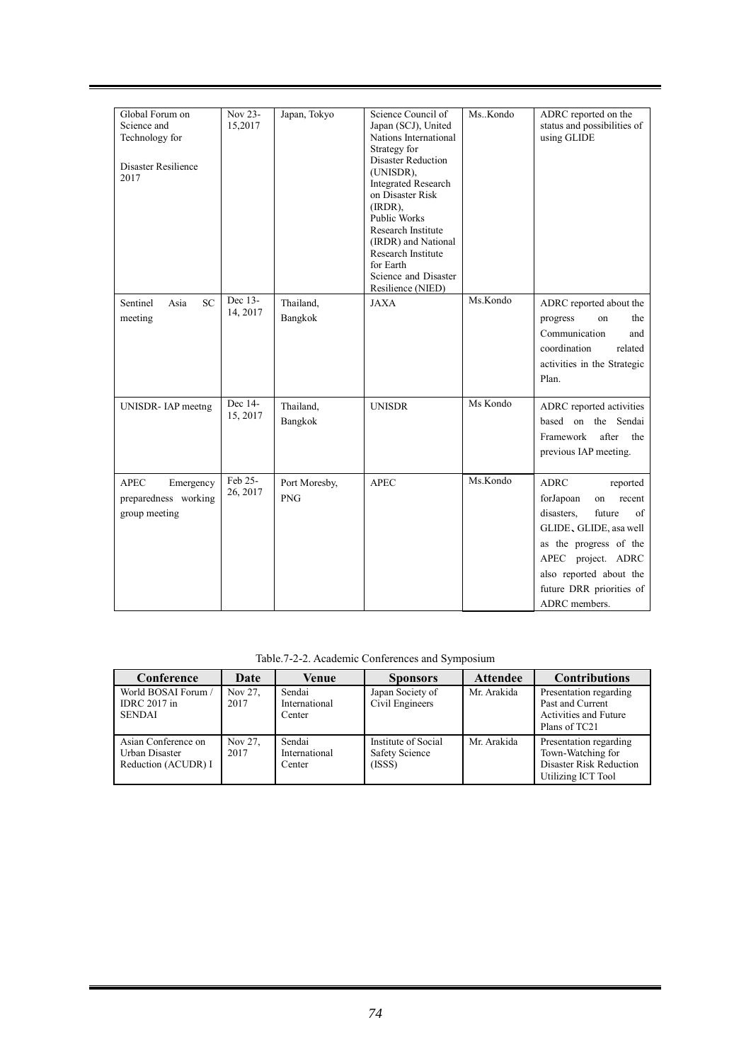| | | | | | |
|---|---|---|---|---|---|
| Global Forum on Science and Technology for Disaster Resilience 2017 | Nov 23-15,2017 | Japan, Tokyo | Science Council of Japan (SCJ), United Nations International Strategy for Disaster Reduction (UNISDR), Integrated Research on Disaster Risk (IRDR), Public Works Research Institute (IRDR) and National Research Institute for Earth Science and Disaster Resilience (NIED) | Ms..Kondo | ADRC reported on the status and possibilities of using GLIDE |
| Sentinel Asia SC meeting | Dec 13-14, 2017 | Thailand, Bangkok | JAXA | Ms.Kondo | ADRC reported about the progress on the Communication and coordination related activities in the Strategic Plan. |
| UNISDR- IAP meetng | Dec 14-15, 2017 | Thailand, Bangkok | UNISDR | Ms Kondo | ADRC reported activities based on the Sendai Framework after the previous IAP meeting. |
| APEC Emergency preparedness working group meeting | Feb 25-26, 2017 | Port Moresby, PNG | APEC | Ms.Kondo | ADRC reported forJapoan on recent disasters, future of GLIDE、GLIDE, asa well as the progress of the APEC project. ADRC also reported about the future DRR priorities of ADRC members. |

Table.7-2-2. Academic Conferences and Symposium

| Conference | Date | Venue | Sponsors | Attendee | Contributions |
|---|---|---|---|---|---|
| World BOSAI Forum / IDRC 2017 in SENDAI | Nov 27, 2017 | Sendai International Center | Japan Society of Civil Engineers | Mr. Arakida | Presentation regarding Past and Current Activities and Future Plans of TC21 |
| Asian Conference on Urban Disaster Reduction (ACUDR) I | Nov 27, 2017 | Sendai International Center | Institute of Social Safety Science (ISSS) | Mr. Arakida | Presentation regarding Town-Watching for Disaster Risk Reduction Utilizing ICT Tool |